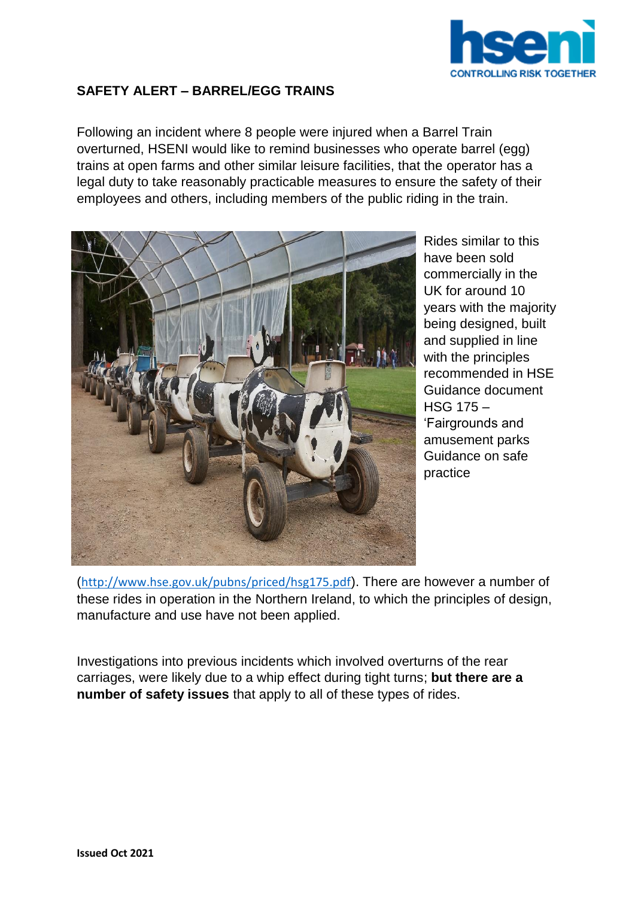# SAFETY ALERT – BARREL/EGG TRAINS

Following an incident where 8 people were injured when a Barrel Train overturned, HSENI would like to remind businesses who operate barrel (egg) trains at open farms and other similar leisure facilities, that the operator has a legal duty to take reasonably practicable measures to ensure the safety of their employees and others, including members of the public riding in the train.

Rides similar to this have been sold commercially in the UK for around 10 years with the majority being designed, built and supplied in line with the principles recommended in HSE Guidance document HSG 175 – 'Fairgrounds and amusement parks Guidance on safe practice (http://www.hse.gov.uk/pubns/priced/hsg175.pdf). There are however a number of these rides in operation in the Northern Ireland, to which the principles of design, manufacture and use have not been applied.

Investigations into previous incidents which involved overturns of the rear carriages, were likely due to a whip effect during tight turns; **but there are a number of safety issues** that apply to all of these types of rides.

**Issued Oct 2021**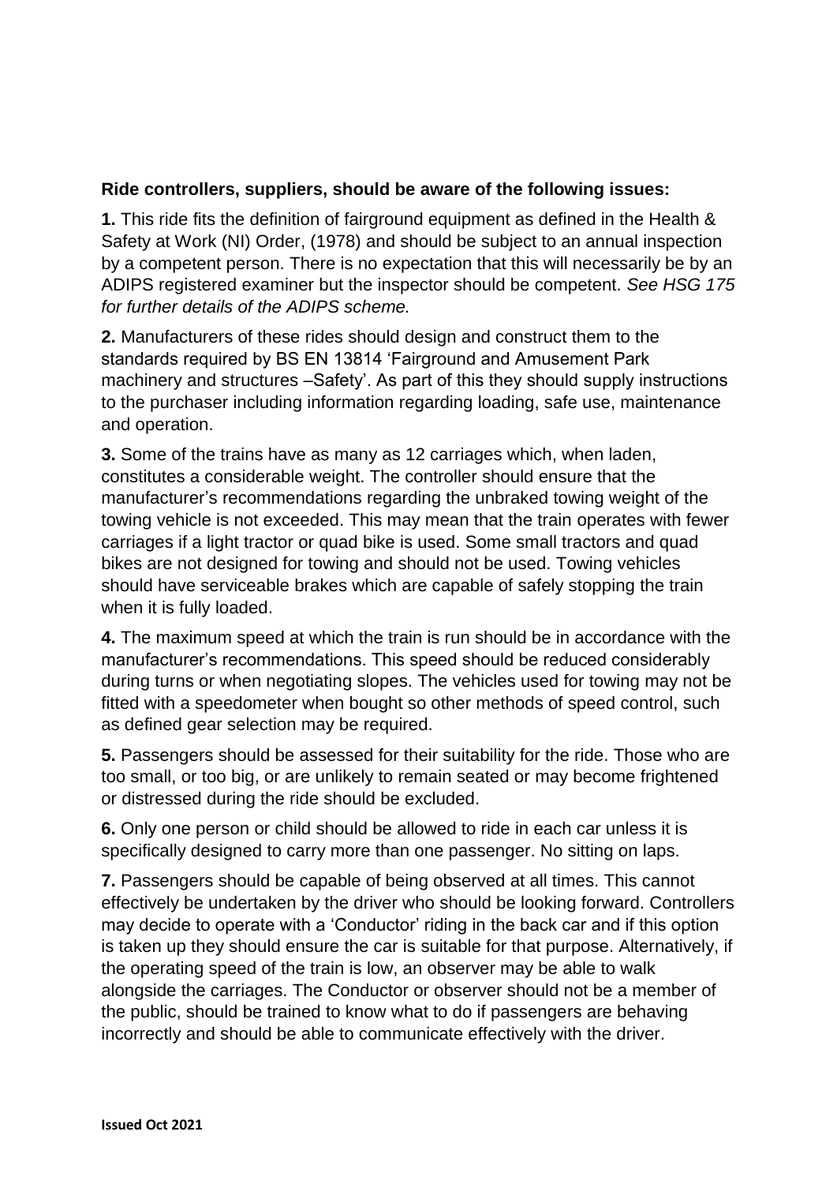**Ride controllers, suppliers, should be aware of the following issues:**

**1.** This ride fits the definition of fairground equipment as defined in the Health & Safety at Work (NI) Order, (1978) and should be subject to an annual inspection by a competent person. There is no expectation that this will necessarily be by an ADIPS registered examiner but the inspector should be competent. *See HSG 175 for further details of the ADIPS scheme.*

**2.** Manufacturers of these rides should design and construct them to the standards required by BS EN 13814 'Fairground and Amusement Park machinery and structures –Safety'. As part of this they should supply instructions to the purchaser including information regarding loading, safe use, maintenance and operation.

**3.** Some of the trains have as many as 12 carriages which, when laden, constitutes a considerable weight. The controller should ensure that the manufacturer's recommendations regarding the unbraked towing weight of the towing vehicle is not exceeded. This may mean that the train operates with fewer carriages if a light tractor or quad bike is used. Some small tractors and quad bikes are not designed for towing and should not be used. Towing vehicles should have serviceable brakes which are capable of safely stopping the train when it is fully loaded.

**4.** The maximum speed at which the train is run should be in accordance with the manufacturer's recommendations. This speed should be reduced considerably during turns or when negotiating slopes. The vehicles used for towing may not be fitted with a speedometer when bought so other methods of speed control, such as defined gear selection may be required.

**5.** Passengers should be assessed for their suitability for the ride. Those who are too small, or too big, or are unlikely to remain seated or may become frightened or distressed during the ride should be excluded.

**6.** Only one person or child should be allowed to ride in each car unless it is specifically designed to carry more than one passenger. No sitting on laps.

**7.** Passengers should be capable of being observed at all times. This cannot effectively be undertaken by the driver who should be looking forward. Controllers may decide to operate with a 'Conductor' riding in the back car and if this option is taken up they should ensure the car is suitable for that purpose. Alternatively, if the operating speed of the train is low, an observer may be able to walk alongside the carriages. The Conductor or observer should not be a member of the public, should be trained to know what to do if passengers are behaving incorrectly and should be able to communicate effectively with the driver.

**Issued Oct 2021**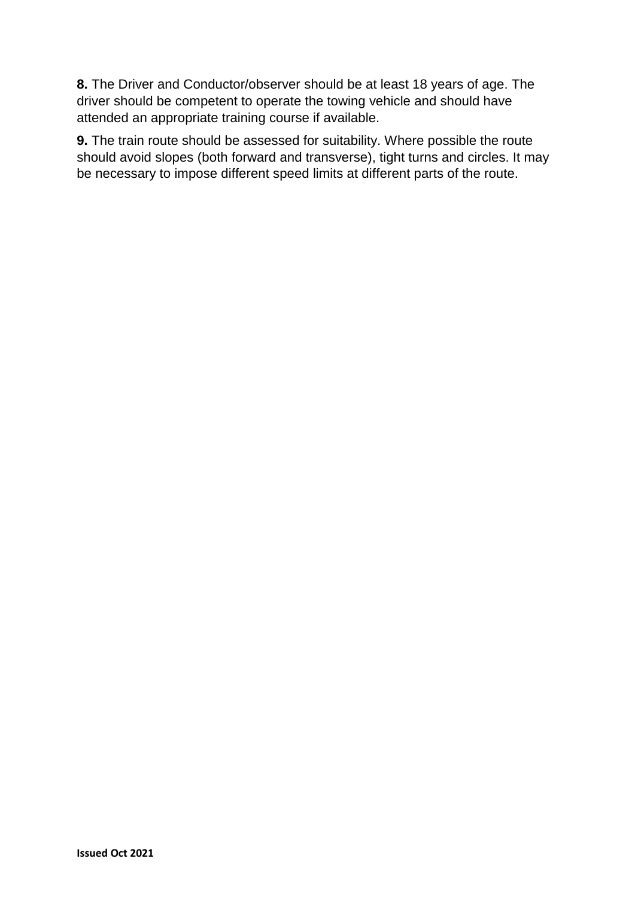**8.** The Driver and Conductor/observer should be at least 18 years of age. The driver should be competent to operate the towing vehicle and should have attended an appropriate training course if available.

**9.** The train route should be assessed for suitability. Where possible the route should avoid slopes (both forward and transverse), tight turns and circles. It may be necessary to impose different speed limits at different parts of the route.